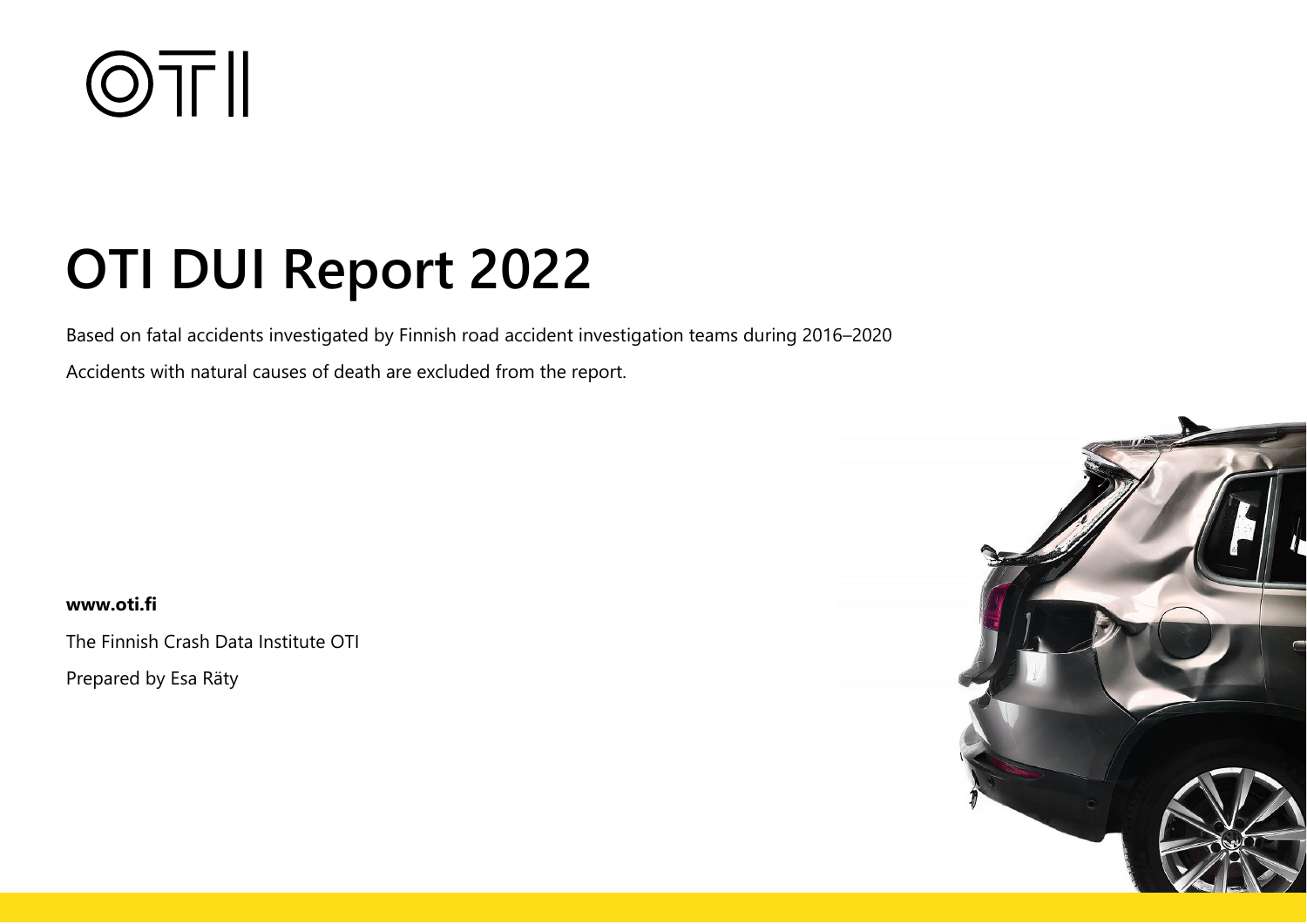OTI

# OTI DUI Report 2022

Based on fatal accidents investigated by Finnish road accident investigation teams during 2016–2020

Accidents with natural causes of death are excluded from the report.

**www.oti.fi**

The Finnish Crash Data Institute OTI

Prepared by Esa Räty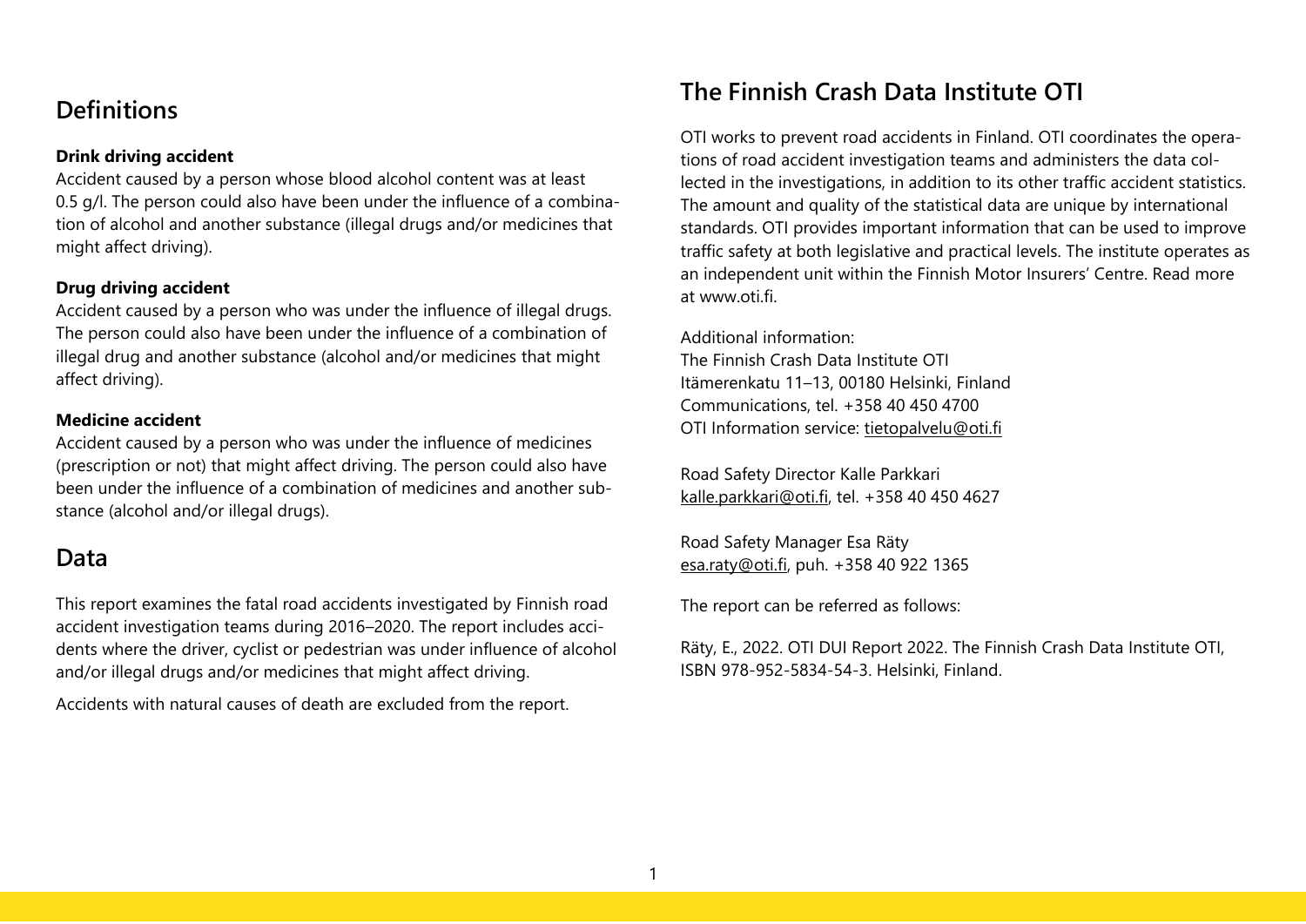## Definitions

**Drink driving accident**

Accident caused by a person whose blood alcohol content was at least 0.5 g/l. The person could also have been under the influence of a combination of alcohol and another substance (illegal drugs and/or medicines that might affect driving).

**Drug driving accident**

Accident caused by a person who was under the influence of illegal drugs. The person could also have been under the influence of a combination of illegal drug and another substance (alcohol and/or medicines that might affect driving).

**Medicine accident**

Accident caused by a person who was under the influence of medicines (prescription or not) that might affect driving. The person could also have been under the influence of a combination of medicines and another substance (alcohol and/or illegal drugs).

## Data

This report examines the fatal road accidents investigated by Finnish road accident investigation teams during 2016–2020. The report includes accidents where the driver, cyclist or pedestrian was under influence of alcohol and/or illegal drugs and/or medicines that might affect driving.

Accidents with natural causes of death are excluded from the report.

## The Finnish Crash Data Institute OTI

OTI works to prevent road accidents in Finland. OTI coordinates the operations of road accident investigation teams and administers the data collected in the investigations, in addition to its other traffic accident statistics. The amount and quality of the statistical data are unique by international standards. OTI provides important information that can be used to improve traffic safety at both legislative and practical levels. The institute operates as an independent unit within the Finnish Motor Insurers' Centre. Read more at www.oti.fi.

Additional information:
The Finnish Crash Data Institute OTI
Itämerenkatu 11–13, 00180 Helsinki, Finland
Communications, tel. +358 40 450 4700
OTI Information service: tietopalvelu@oti.fi

Road Safety Director Kalle Parkkari
kalle.parkkari@oti.fi, tel. +358 40 450 4627

Road Safety Manager Esa Räty
esa.raty@oti.fi, puh. +358 40 922 1365

The report can be referred as follows:

Räty, E., 2022. OTI DUI Report 2022. The Finnish Crash Data Institute OTI, ISBN 978-952-5834-54-3. Helsinki, Finland.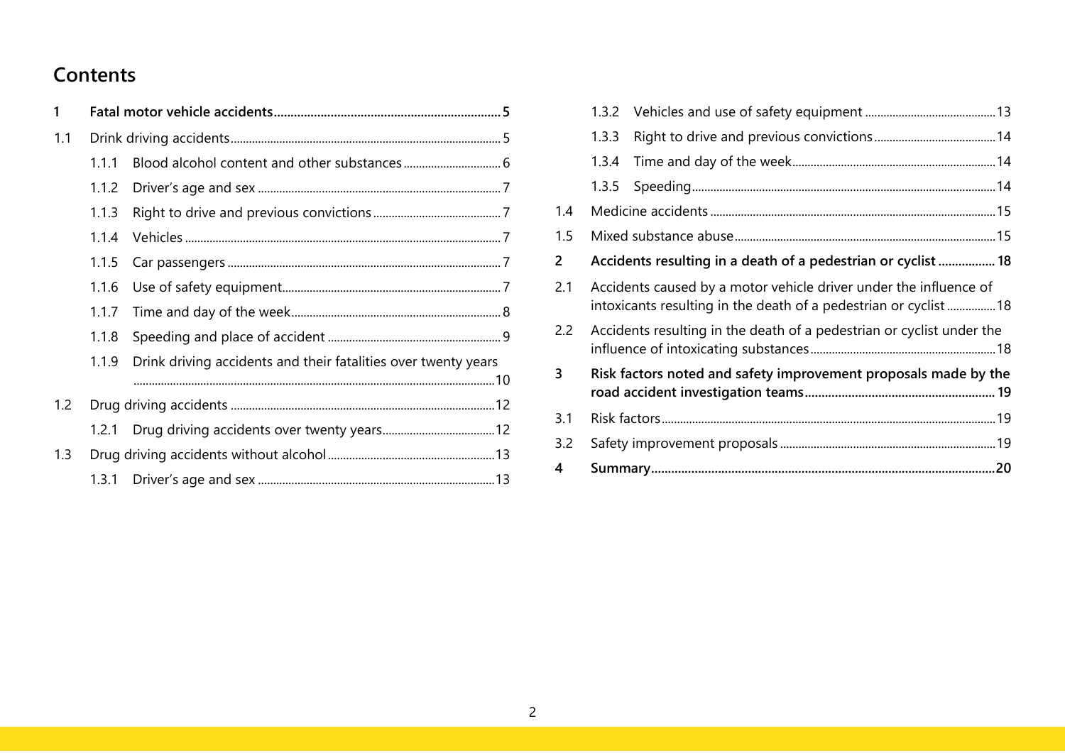# Contents

**1 Fatal motor vehicle accidents ..... 5**

1.1 Drink driving accidents ..... 5

- 1.1.1 Blood alcohol content and other substances ..... 6
- 1.1.2 Driver's age and sex ..... 7
- 1.1.3 Right to drive and previous convictions ..... 7
- 1.1.4 Vehicles ..... 7
- 1.1.5 Car passengers ..... 7
- 1.1.6 Use of safety equipment ..... 7
- 1.1.7 Time and day of the week ..... 8
- 1.1.8 Speeding and place of accident ..... 9
- 1.1.9 Drink driving accidents and their fatalities over twenty years ..... 10

1.2 Drug driving accidents ..... 12

- 1.2.1 Drug driving accidents over twenty years ..... 12

1.3 Drug driving accidents without alcohol ..... 13

- 1.3.1 Driver's age and sex ..... 13
- 1.3.2 Vehicles and use of safety equipment ..... 13
- 1.3.3 Right to drive and previous convictions ..... 14
- 1.3.4 Time and day of the week ..... 14
- 1.3.5 Speeding ..... 14

1.4 Medicine accidents ..... 15

1.5 Mixed substance abuse ..... 15

**2 Accidents resulting in a death of a pedestrian or cyclist ..... 18**

2.1 Accidents caused by a motor vehicle driver under the influence of intoxicants resulting in the death of a pedestrian or cyclist ..... 18

2.2 Accidents resulting in the death of a pedestrian or cyclist under the influence of intoxicating substances ..... 18

**3 Risk factors noted and safety improvement proposals made by the road accident investigation teams ..... 19**

3.1 Risk factors ..... 19

3.2 Safety improvement proposals ..... 19

**4 Summary ..... 20**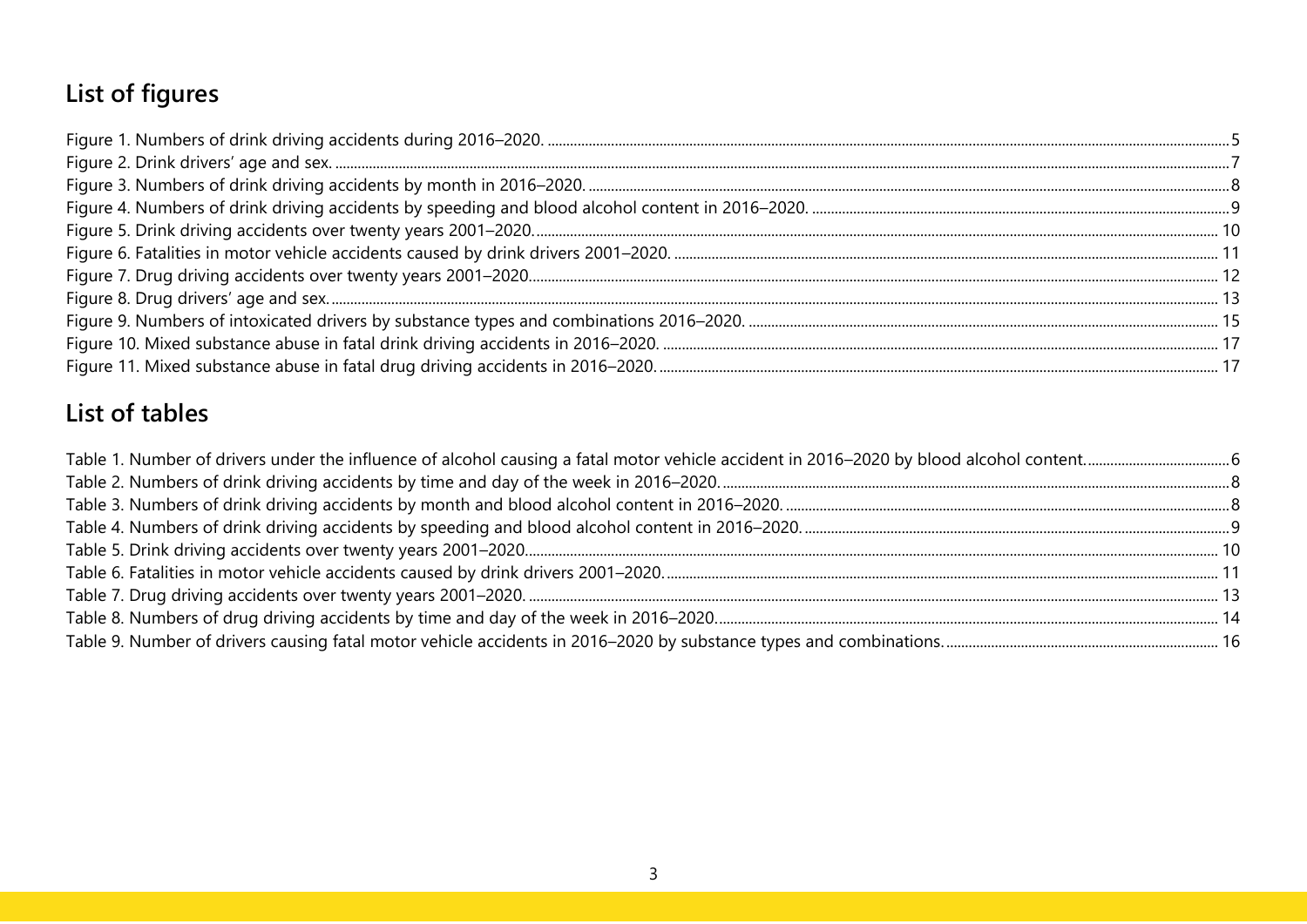## List of figures

Figure 1. Numbers of drink driving accidents during 2016–2020. ....................................................... 5
Figure 2. Drink drivers' age and sex. ....................................................... 7
Figure 3. Numbers of drink driving accidents by month in 2016–2020. ....................................................... 8
Figure 4. Numbers of drink driving accidents by speeding and blood alcohol content in 2016–2020. ....................................................... 9
Figure 5. Drink driving accidents over twenty years 2001–2020. ....................................................... 10
Figure 6. Fatalities in motor vehicle accidents caused by drink drivers 2001–2020. ....................................................... 11
Figure 7. Drug driving accidents over twenty years 2001–2020. ....................................................... 12
Figure 8. Drug drivers' age and sex. ....................................................... 13
Figure 9. Numbers of intoxicated drivers by substance types and combinations 2016–2020. ....................................................... 15
Figure 10. Mixed substance abuse in fatal drink driving accidents in 2016–2020. ....................................................... 17
Figure 11. Mixed substance abuse in fatal drug driving accidents in 2016–2020. ....................................................... 17

## List of tables

Table 1. Number of drivers under the influence of alcohol causing a fatal motor vehicle accident in 2016–2020 by blood alcohol content. ....................................................... 6
Table 2. Numbers of drink driving accidents by time and day of the week in 2016–2020. ....................................................... 8
Table 3. Numbers of drink driving accidents by month and blood alcohol content in 2016–2020. ....................................................... 8
Table 4. Numbers of drink driving accidents by speeding and blood alcohol content in 2016–2020. ....................................................... 9
Table 5. Drink driving accidents over twenty years 2001–2020. ....................................................... 10
Table 6. Fatalities in motor vehicle accidents caused by drink drivers 2001–2020. ....................................................... 11
Table 7. Drug driving accidents over twenty years 2001–2020. ....................................................... 13
Table 8. Numbers of drug driving accidents by time and day of the week in 2016–2020. ....................................................... 14
Table 9. Number of drivers causing fatal motor vehicle accidents in 2016–2020 by substance types and combinations. ....................................................... 16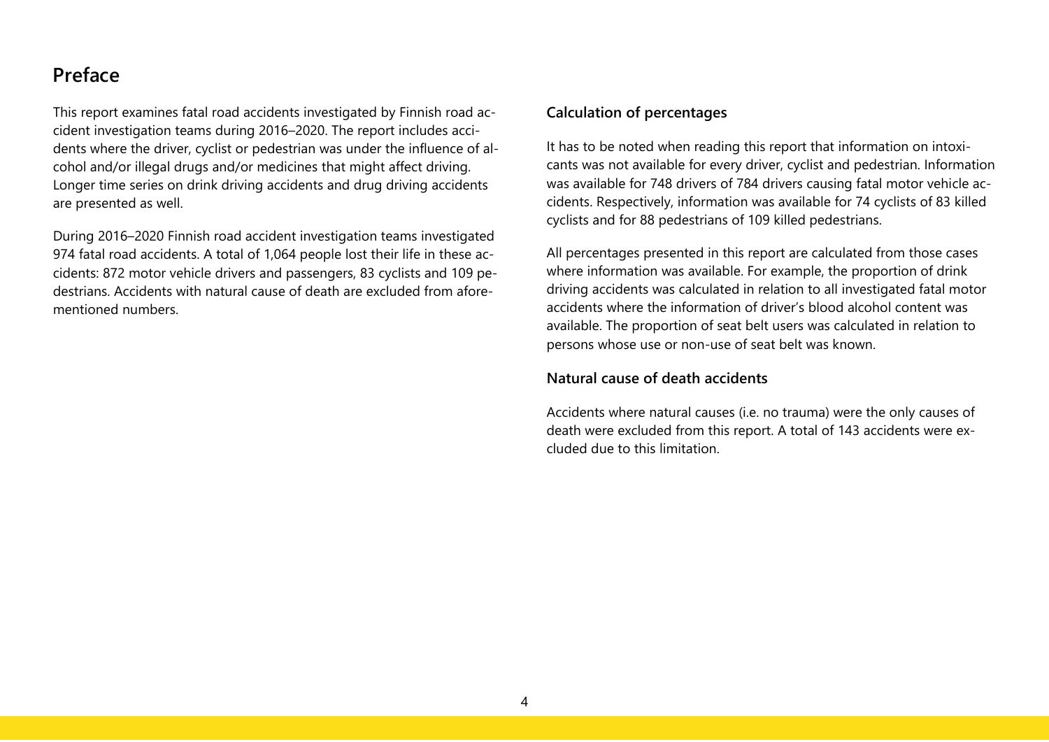# Preface

This report examines fatal road accidents investigated by Finnish road accident investigation teams during 2016–2020. The report includes accidents where the driver, cyclist or pedestrian was under the influence of alcohol and/or illegal drugs and/or medicines that might affect driving. Longer time series on drink driving accidents and drug driving accidents are presented as well.

During 2016–2020 Finnish road accident investigation teams investigated 974 fatal road accidents. A total of 1,064 people lost their life in these accidents: 872 motor vehicle drivers and passengers, 83 cyclists and 109 pedestrians. Accidents with natural cause of death are excluded from aforementioned numbers.

### Calculation of percentages

It has to be noted when reading this report that information on intoxicants was not available for every driver, cyclist and pedestrian. Information was available for 748 drivers of 784 drivers causing fatal motor vehicle accidents. Respectively, information was available for 74 cyclists of 83 killed cyclists and for 88 pedestrians of 109 killed pedestrians.

All percentages presented in this report are calculated from those cases where information was available. For example, the proportion of drink driving accidents was calculated in relation to all investigated fatal motor accidents where the information of driver's blood alcohol content was available. The proportion of seat belt users was calculated in relation to persons whose use or non-use of seat belt was known.

### Natural cause of death accidents

Accidents where natural causes (i.e. no trauma) were the only causes of death were excluded from this report. A total of 143 accidents were excluded due to this limitation.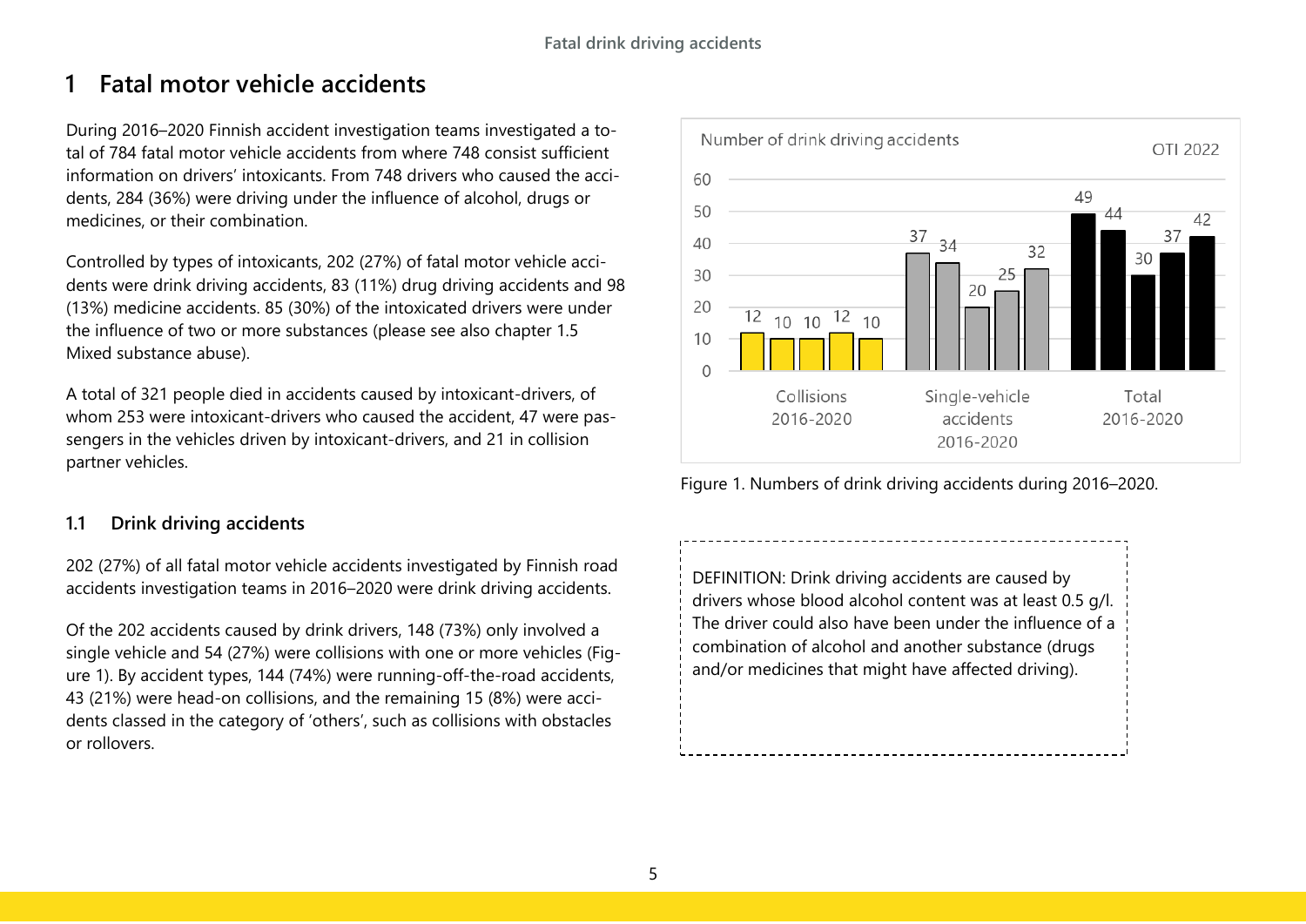# 1 Fatal motor vehicle accidents

During 2016–2020 Finnish accident investigation teams investigated a total of 784 fatal motor vehicle accidents from where 748 consist sufficient information on drivers' intoxicants. From 748 drivers who caused the accidents, 284 (36%) were driving under the influence of alcohol, drugs or medicines, or their combination.

Controlled by types of intoxicants, 202 (27%) of fatal motor vehicle accidents were drink driving accidents, 83 (11%) drug driving accidents and 98 (13%) medicine accidents. 85 (30%) of the intoxicated drivers were under the influence of two or more substances (please see also chapter 1.5 Mixed substance abuse).

A total of 321 people died in accidents caused by intoxicant-drivers, of whom 253 were intoxicant-drivers who caused the accident, 47 were passengers in the vehicles driven by intoxicant-drivers, and 21 in collision partner vehicles.

## 1.1 Drink driving accidents

202 (27%) of all fatal motor vehicle accidents investigated by Finnish road accidents investigation teams in 2016–2020 were drink driving accidents.

Of the 202 accidents caused by drink drivers, 148 (73%) only involved a single vehicle and 54 (27%) were collisions with one or more vehicles (Figure 1). By accident types, 144 (74%) were running-off-the-road accidents, 43 (21%) were head-on collisions, and the remaining 15 (8%) were accidents classed in the category of 'others', such as collisions with obstacles or rollovers.

Number of drink driving accidents (OTI 2022)

| | 2016 | 2017 | 2018 | 2019 | 2020 |
|---|---|---|---|---|---|
| Collisions 2016-2020 | 12 | 10 | 10 | 12 | 10 |
| Single-vehicle accidents 2016-2020 | 37 | 34 | 20 | 25 | 32 |
| Total 2016-2020 | 49 | 44 | 30 | 37 | 42 |

Figure 1. Numbers of drink driving accidents during 2016–2020.

DEFINITION: Drink driving accidents are caused by drivers whose blood alcohol content was at least 0.5 g/l. The driver could also have been under the influence of a combination of alcohol and another substance (drugs and/or medicines that might have affected driving).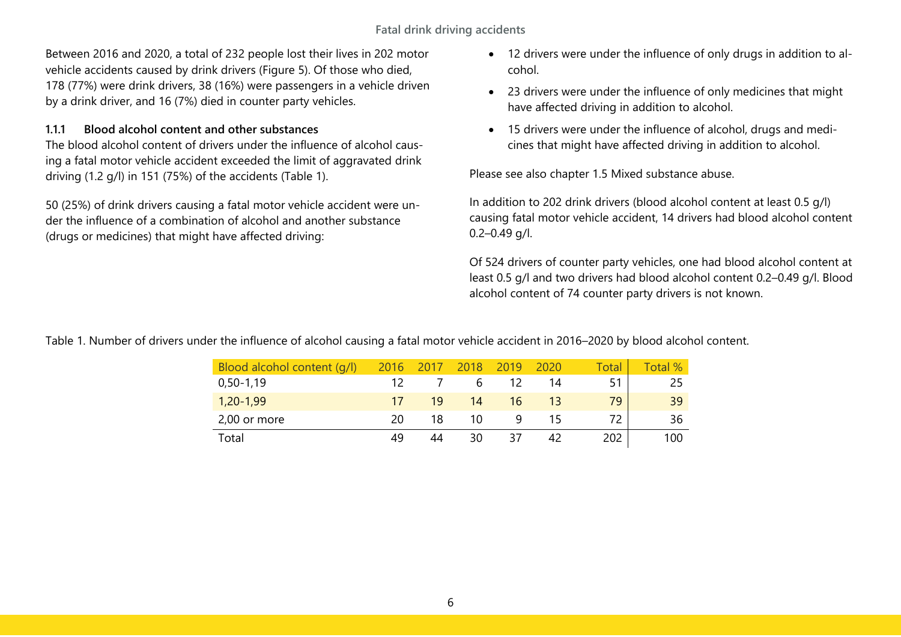Between 2016 and 2020, a total of 232 people lost their lives in 202 motor vehicle accidents caused by drink drivers (Figure 5). Of those who died, 178 (77%) were drink drivers, 38 (16%) were passengers in a vehicle driven by a drink driver, and 16 (7%) died in counter party vehicles.

### 1.1.1 Blood alcohol content and other substances

The blood alcohol content of drivers under the influence of alcohol causing a fatal motor vehicle accident exceeded the limit of aggravated drink driving (1.2 g/l) in 151 (75%) of the accidents (Table 1).

50 (25%) of drink drivers causing a fatal motor vehicle accident were under the influence of a combination of alcohol and another substance (drugs or medicines) that might have affected driving:

- 12 drivers were under the influence of only drugs in addition to alcohol.
- 23 drivers were under the influence of only medicines that might have affected driving in addition to alcohol.
- 15 drivers were under the influence of alcohol, drugs and medicines that might have affected driving in addition to alcohol.

Please see also chapter 1.5 Mixed substance abuse.

In addition to 202 drink drivers (blood alcohol content at least 0.5 g/l) causing fatal motor vehicle accident, 14 drivers had blood alcohol content 0.2–0.49 g/l.

Of 524 drivers of counter party vehicles, one had blood alcohol content at least 0.5 g/l and two drivers had blood alcohol content 0.2–0.49 g/l. Blood alcohol content of 74 counter party drivers is not known.

Table 1. Number of drivers under the influence of alcohol causing a fatal motor vehicle accident in 2016–2020 by blood alcohol content.

| Blood alcohol content (g/l) | 2016 | 2017 | 2018 | 2019 | 2020 | Total | Total % |
|---|---|---|---|---|---|---|---|
| 0,50-1,19 | 12 | 7 | 6 | 12 | 14 | 51 | 25 |
| 1,20-1,99 | 17 | 19 | 14 | 16 | 13 | 79 | 39 |
| 2,00 or more | 20 | 18 | 10 | 9 | 15 | 72 | 36 |
| Total | 49 | 44 | 30 | 37 | 42 | 202 | 100 |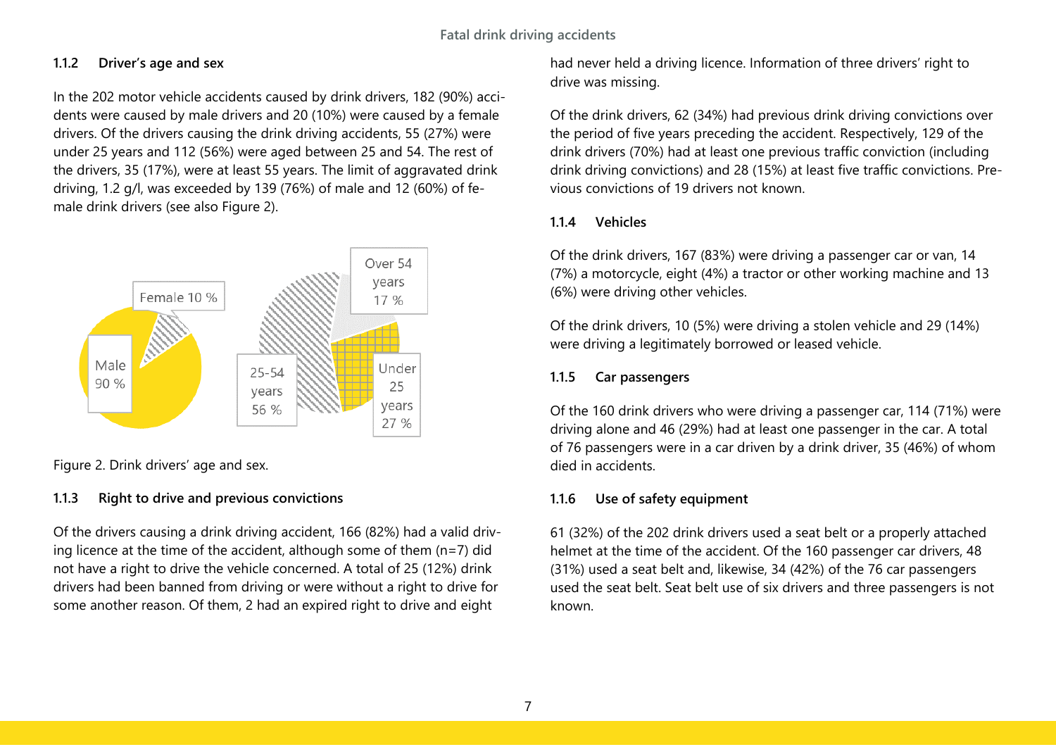### 1.1.2 Driver's age and sex

In the 202 motor vehicle accidents caused by drink drivers, 182 (90%) accidents were caused by male drivers and 20 (10%) were caused by a female drivers. Of the drivers causing the drink driving accidents, 55 (27%) were under 25 years and 112 (56%) were aged between 25 and 54. The rest of the drivers, 35 (17%), were at least 55 years. The limit of aggravated drink driving, 1.2 g/l, was exceeded by 139 (76%) of male and 12 (60%) of female drink drivers (see also Figure 2).

Female 10 %

Male 90 %

Over 54 years 17 %

25-54 years 56 %

Under 25 years 27 %

Figure 2. Drink drivers' age and sex.

### 1.1.3 Right to drive and previous convictions

Of the drivers causing a drink driving accident, 166 (82%) had a valid driving licence at the time of the accident, although some of them (n=7) did not have a right to drive the vehicle concerned. A total of 25 (12%) drink drivers had been banned from driving or were without a right to drive for some another reason. Of them, 2 had an expired right to drive and eight had never held a driving licence. Information of three drivers' right to drive was missing.

Of the drink drivers, 62 (34%) had previous drink driving convictions over the period of five years preceding the accident. Respectively, 129 of the drink drivers (70%) had at least one previous traffic conviction (including drink driving convictions) and 28 (15%) at least five traffic convictions. Previous convictions of 19 drivers not known.

### 1.1.4 Vehicles

Of the drink drivers, 167 (83%) were driving a passenger car or van, 14 (7%) a motorcycle, eight (4%) a tractor or other working machine and 13 (6%) were driving other vehicles.

Of the drink drivers, 10 (5%) were driving a stolen vehicle and 29 (14%) were driving a legitimately borrowed or leased vehicle.

### 1.1.5 Car passengers

Of the 160 drink drivers who were driving a passenger car, 114 (71%) were driving alone and 46 (29%) had at least one passenger in the car. A total of 76 passengers were in a car driven by a drink driver, 35 (46%) of whom died in accidents.

### 1.1.6 Use of safety equipment

61 (32%) of the 202 drink drivers used a seat belt or a properly attached helmet at the time of the accident. Of the 160 passenger car drivers, 48 (31%) used a seat belt and, likewise, 34 (42%) of the 76 car passengers used the seat belt. Seat belt use of six drivers and three passengers is not known.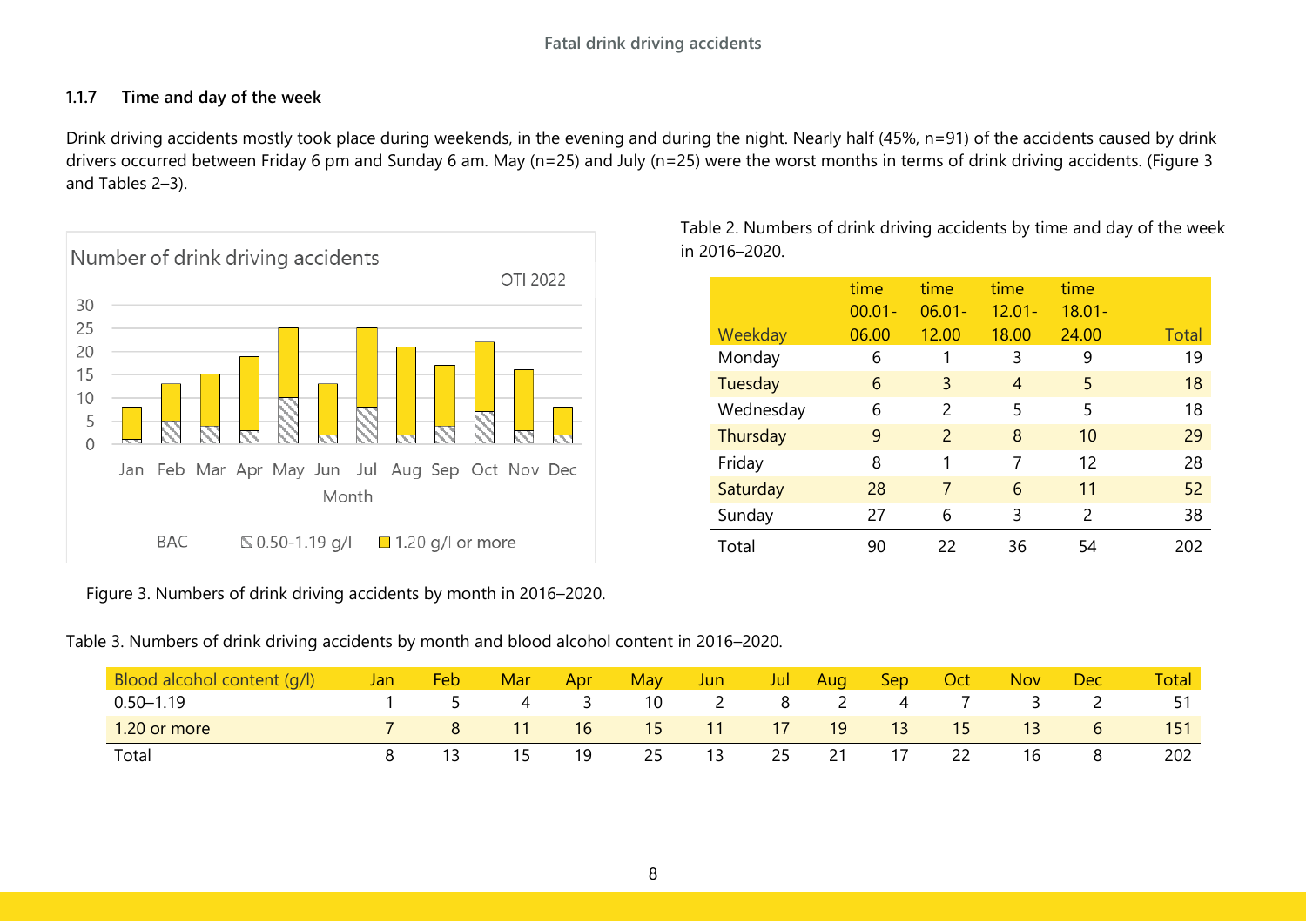### 1.1.7 Time and day of the week

Drink driving accidents mostly took place during weekends, in the evening and during the night. Nearly half (45%, n=91) of the accidents caused by drink drivers occurred between Friday 6 pm and Sunday 6 am. May (n=25) and July (n=25) were the worst months in terms of drink driving accidents. (Figure 3 and Tables 2–3).

Figure 3. Numbers of drink driving accidents by month in 2016–2020.

Table 2. Numbers of drink driving accidents by time and day of the week in 2016–2020.

| Weekday | time 00.01-06.00 | time 06.01-12.00 | time 12.01-18.00 | time 18.01-24.00 | Total |
|---|---|---|---|---|---|
| Monday | 6 | 1 | 3 | 9 | 19 |
| Tuesday | 6 | 3 | 4 | 5 | 18 |
| Wednesday | 6 | 2 | 5 | 5 | 18 |
| Thursday | 9 | 2 | 8 | 10 | 29 |
| Friday | 8 | 1 | 7 | 12 | 28 |
| Saturday | 28 | 7 | 6 | 11 | 52 |
| Sunday | 27 | 6 | 3 | 2 | 38 |
| Total | 90 | 22 | 36 | 54 | 202 |

Table 3. Numbers of drink driving accidents by month and blood alcohol content in 2016–2020.

| Blood alcohol content (g/l) | Jan | Feb | Mar | Apr | May | Jun | Jul | Aug | Sep | Oct | Nov | Dec | Total |
|---|---|---|---|---|---|---|---|---|---|---|---|---|---|
| 0.50–1.19 | 1 | 5 | 4 | 3 | 10 | 2 | 8 | 2 | 4 | 7 | 3 | 2 | 51 |
| 1.20 or more | 7 | 8 | 11 | 16 | 15 | 11 | 17 | 19 | 13 | 15 | 13 | 6 | 151 |
| Total | 8 | 13 | 15 | 19 | 25 | 13 | 25 | 21 | 17 | 22 | 16 | 8 | 202 |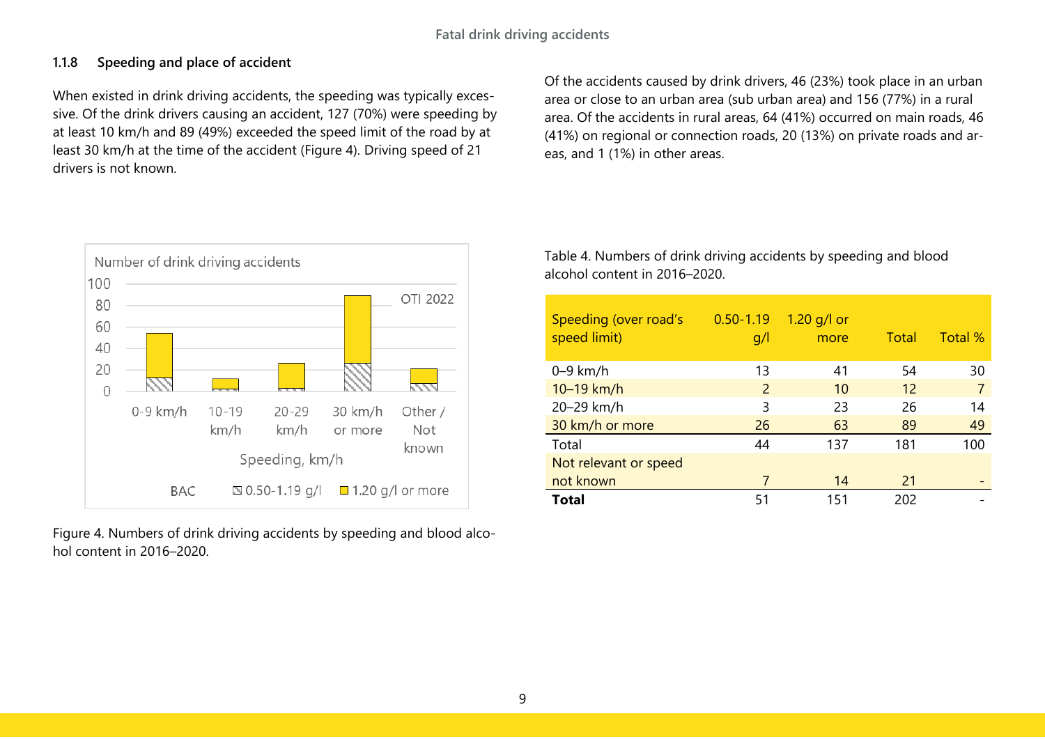### 1.1.8 Speeding and place of accident

When existed in drink driving accidents, the speeding was typically excessive. Of the drink drivers causing an accident, 127 (70%) were speeding by at least 10 km/h and 89 (49%) exceeded the speed limit of the road by at least 30 km/h at the time of the accident (Figure 4). Driving speed of 21 drivers is not known.

Of the accidents caused by drink drivers, 46 (23%) took place in an urban area or close to an urban area (sub urban area) and 156 (77%) in a rural area. Of the accidents in rural areas, 64 (41%) occurred on main roads, 46 (41%) on regional or connection roads, 20 (13%) on private roads and areas, and 1 (1%) in other areas.

Figure 4. Numbers of drink driving accidents by speeding and blood alcohol content in 2016–2020.

Table 4. Numbers of drink driving accidents by speeding and blood alcohol content in 2016–2020.

| Speeding (over road's speed limit) | 0.50-1.19 g/l | 1.20 g/l or more | Total | Total % |
|---|---|---|---|---|
| 0–9 km/h | 13 | 41 | 54 | 30 |
| 10–19 km/h | 2 | 10 | 12 | 7 |
| 20–29 km/h | 3 | 23 | 26 | 14 |
| 30 km/h or more | 26 | 63 | 89 | 49 |
| Total | 44 | 137 | 181 | 100 |
| Not relevant or speed not known | 7 | 14 | 21 | - |
| **Total** | 51 | 151 | 202 | - |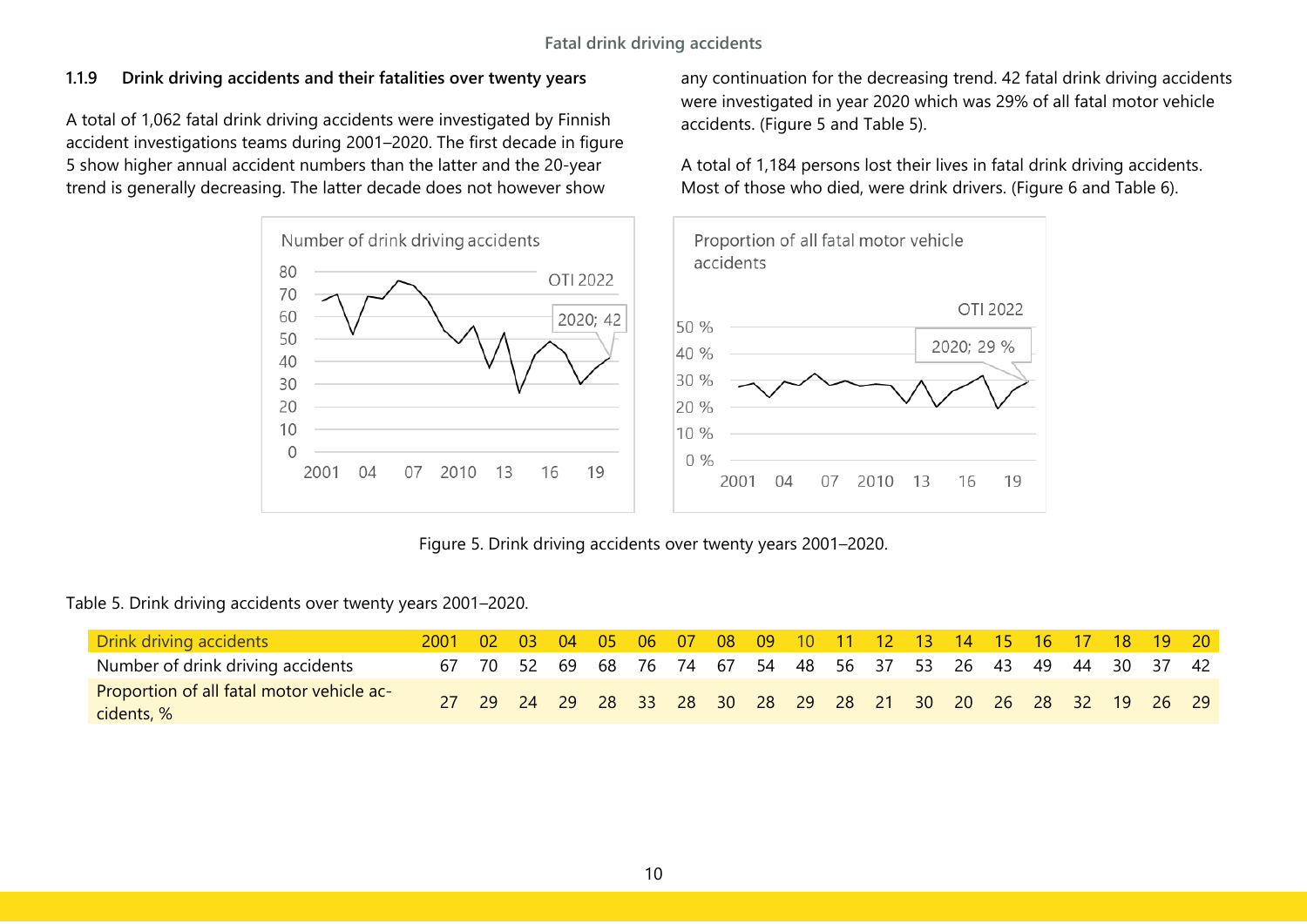### 1.1.9 Drink driving accidents and their fatalities over twenty years

A total of 1,062 fatal drink driving accidents were investigated by Finnish accident investigations teams during 2001–2020. The first decade in figure 5 show higher annual accident numbers than the latter and the 20-year trend is generally decreasing. The latter decade does not however show any continuation for the decreasing trend. 42 fatal drink driving accidents were investigated in year 2020 which was 29% of all fatal motor vehicle accidents. (Figure 5 and Table 5).

A total of 1,184 persons lost their lives in fatal drink driving accidents. Most of those who died, were drink drivers. (Figure 6 and Table 6).

Figure 5. Drink driving accidents over twenty years 2001–2020.

Table 5. Drink driving accidents over twenty years 2001–2020.

| Drink driving accidents | 2001 | 02 | 03 | 04 | 05 | 06 | 07 | 08 | 09 | 10 | 11 | 12 | 13 | 14 | 15 | 16 | 17 | 18 | 19 | 20 |
|---|---|---|---|---|---|---|---|---|---|---|---|---|---|---|---|---|---|---|---|---|
| Number of drink driving accidents | 67 | 70 | 52 | 69 | 68 | 76 | 74 | 67 | 54 | 48 | 56 | 37 | 53 | 26 | 43 | 49 | 44 | 30 | 37 | 42 |
| Proportion of all fatal motor vehicle accidents, % | 27 | 29 | 24 | 29 | 28 | 33 | 28 | 30 | 28 | 29 | 28 | 21 | 30 | 20 | 26 | 28 | 32 | 19 | 26 | 29 |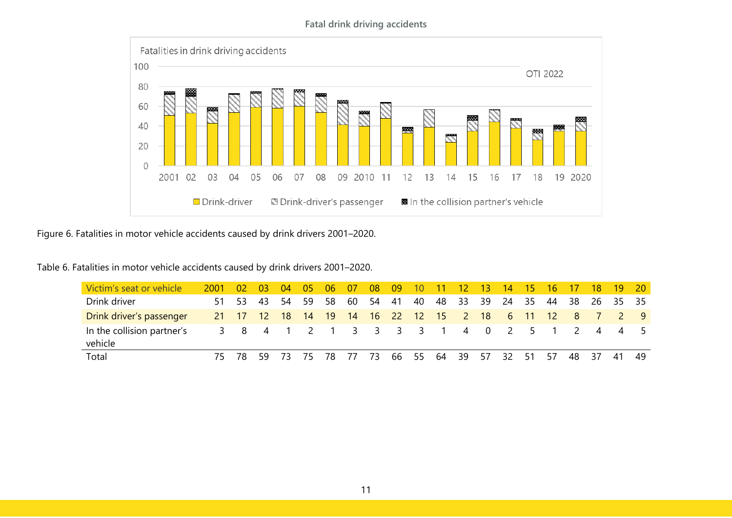Fatal drink driving accidents

Figure 6. Fatalities in motor vehicle accidents caused by drink drivers 2001–2020.

Table 6. Fatalities in motor vehicle accidents caused by drink drivers 2001–2020.

| Victim's seat or vehicle | 2001 | 02 | 03 | 04 | 05 | 06 | 07 | 08 | 09 | 10 | 11 | 12 | 13 | 14 | 15 | 16 | 17 | 18 | 19 | 20 |
|---|---|---|---|---|---|---|---|---|---|---|---|---|---|---|---|---|---|---|---|---|
| Drink driver | 51 | 53 | 43 | 54 | 59 | 58 | 60 | 54 | 41 | 40 | 48 | 33 | 39 | 24 | 35 | 44 | 38 | 26 | 35 | 35 |
| Drink driver's passenger | 21 | 17 | 12 | 18 | 14 | 19 | 14 | 16 | 22 | 12 | 15 | 2 | 18 | 6 | 11 | 12 | 8 | 7 | 2 | 9 |
| In the collision partner's vehicle | 3 | 8 | 4 | 1 | 2 | 1 | 3 | 3 | 3 | 3 | 1 | 4 | 0 | 2 | 5 | 1 | 2 | 4 | 4 | 5 |
| Total | 75 | 78 | 59 | 73 | 75 | 78 | 77 | 73 | 66 | 55 | 64 | 39 | 57 | 32 | 51 | 57 | 48 | 37 | 41 | 49 |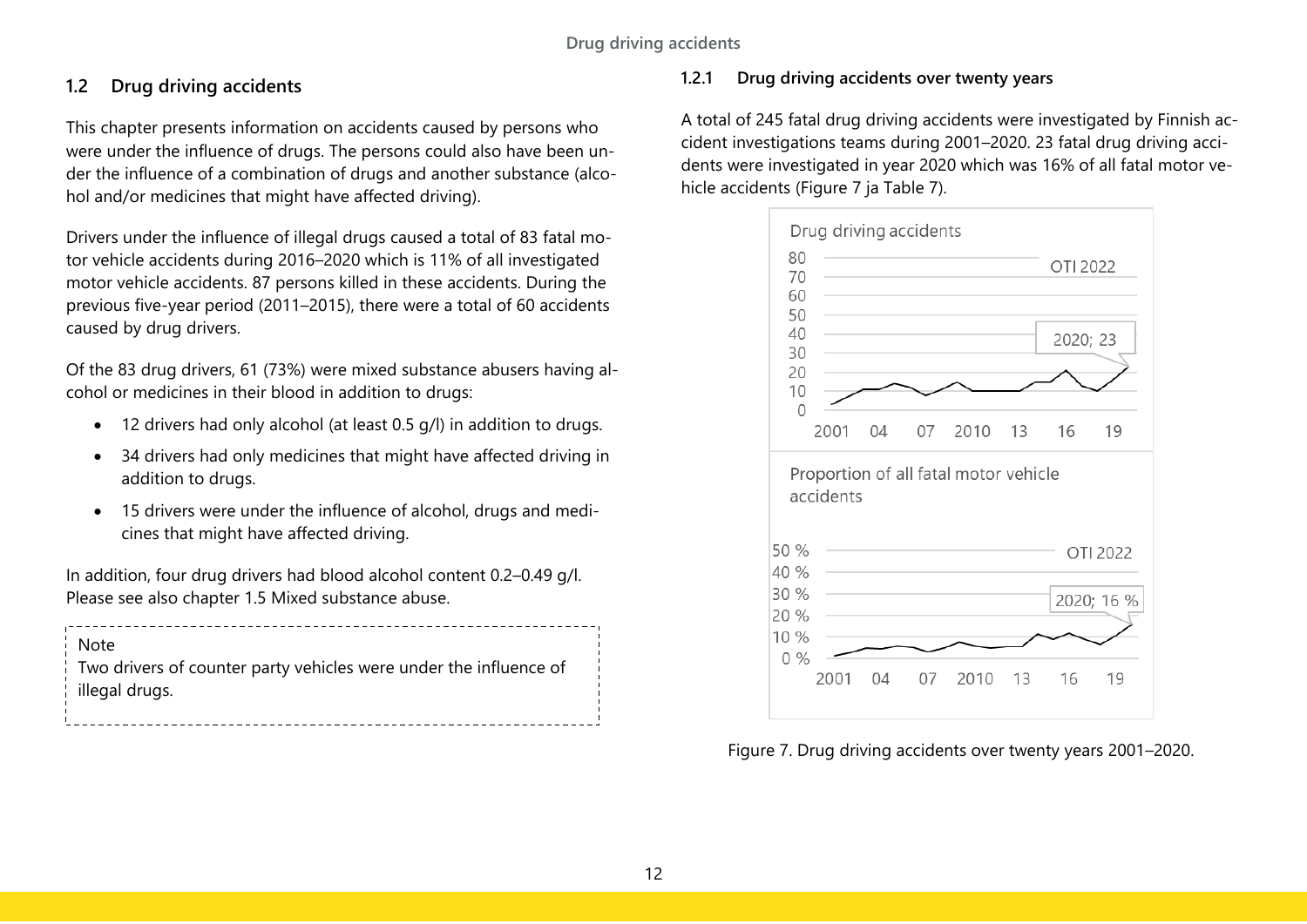## 1.2 Drug driving accidents

This chapter presents information on accidents caused by persons who were under the influence of drugs. The persons could also have been under the influence of a combination of drugs and another substance (alcohol and/or medicines that might have affected driving).

Drivers under the influence of illegal drugs caused a total of 83 fatal motor vehicle accidents during 2016–2020 which is 11% of all investigated motor vehicle accidents. 87 persons killed in these accidents. During the previous five-year period (2011–2015), there were a total of 60 accidents caused by drug drivers.

Of the 83 drug drivers, 61 (73%) were mixed substance abusers having alcohol or medicines in their blood in addition to drugs:

- 12 drivers had only alcohol (at least 0.5 g/l) in addition to drugs.
- 34 drivers had only medicines that might have affected driving in addition to drugs.
- 15 drivers were under the influence of alcohol, drugs and medicines that might have affected driving.

In addition, four drug drivers had blood alcohol content 0.2–0.49 g/l. Please see also chapter 1.5 Mixed substance abuse.

> Note
> Two drivers of counter party vehicles were under the influence of illegal drugs.

### 1.2.1 Drug driving accidents over twenty years

A total of 245 fatal drug driving accidents were investigated by Finnish accident investigations teams during 2001–2020. 23 fatal drug driving accidents were investigated in year 2020 which was 16% of all fatal motor vehicle accidents (Figure 7 ja Table 7).

Figure 7. Drug driving accidents over twenty years 2001–2020.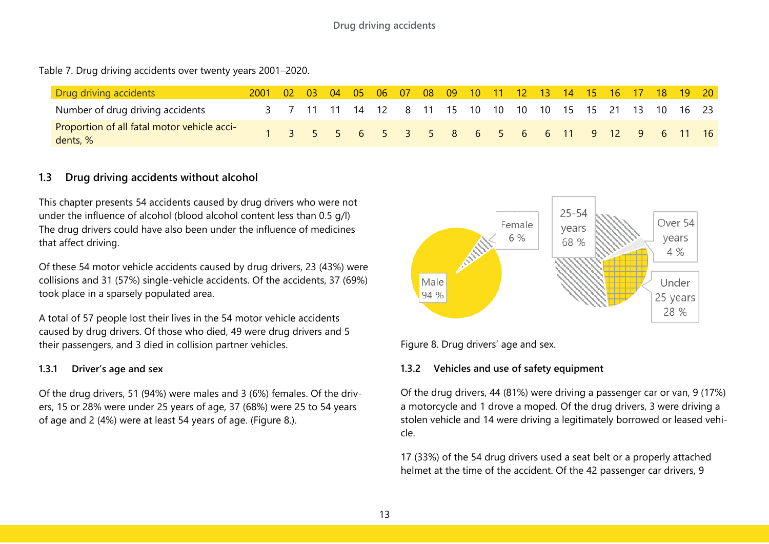Table 7. Drug driving accidents over twenty years 2001–2020.

| Drug driving accidents | 2001 | 02 | 03 | 04 | 05 | 06 | 07 | 08 | 09 | 10 | 11 | 12 | 13 | 14 | 15 | 16 | 17 | 18 | 19 | 20 |
|---|---|---|---|---|---|---|---|---|---|---|---|---|---|---|---|---|---|---|---|---|
| Number of drug driving accidents | 3 | 7 | 11 | 11 | 14 | 12 | 8 | 11 | 15 | 10 | 10 | 10 | 10 | 15 | 15 | 21 | 13 | 10 | 16 | 23 |
| Proportion of all fatal motor vehicle accidents, % | 1 | 3 | 5 | 5 | 6 | 5 | 3 | 5 | 8 | 6 | 5 | 6 | 6 | 11 | 9 | 12 | 9 | 6 | 11 | 16 |

### 1.3 Drug driving accidents without alcohol

This chapter presents 54 accidents caused by drug drivers who were not under the influence of alcohol (blood alcohol content less than 0.5 g/l) The drug drivers could have also been under the influence of medicines that affect driving.

Of these 54 motor vehicle accidents caused by drug drivers, 23 (43%) were collisions and 31 (57%) single-vehicle accidents. Of the accidents, 37 (69%) took place in a sparsely populated area.

A total of 57 people lost their lives in the 54 motor vehicle accidents caused by drug drivers. Of those who died, 49 were drug drivers and 5 their passengers, and 3 died in collision partner vehicles.

#### 1.3.1 Driver's age and sex

Of the drug drivers, 51 (94%) were males and 3 (6%) females. Of the drivers, 15 or 28% were under 25 years of age, 37 (68%) were 25 to 54 years of age and 2 (4%) were at least 54 years of age. (Figure 8.).

Figure 8. Drug drivers' age and sex.

#### 1.3.2 Vehicles and use of safety equipment

Of the drug drivers, 44 (81%) were driving a passenger car or van, 9 (17%) a motorcycle and 1 drove a moped. Of the drug drivers, 3 were driving a stolen vehicle and 14 were driving a legitimately borrowed or leased vehicle.

17 (33%) of the 54 drug drivers used a seat belt or a properly attached helmet at the time of the accident. Of the 42 passenger car drivers, 9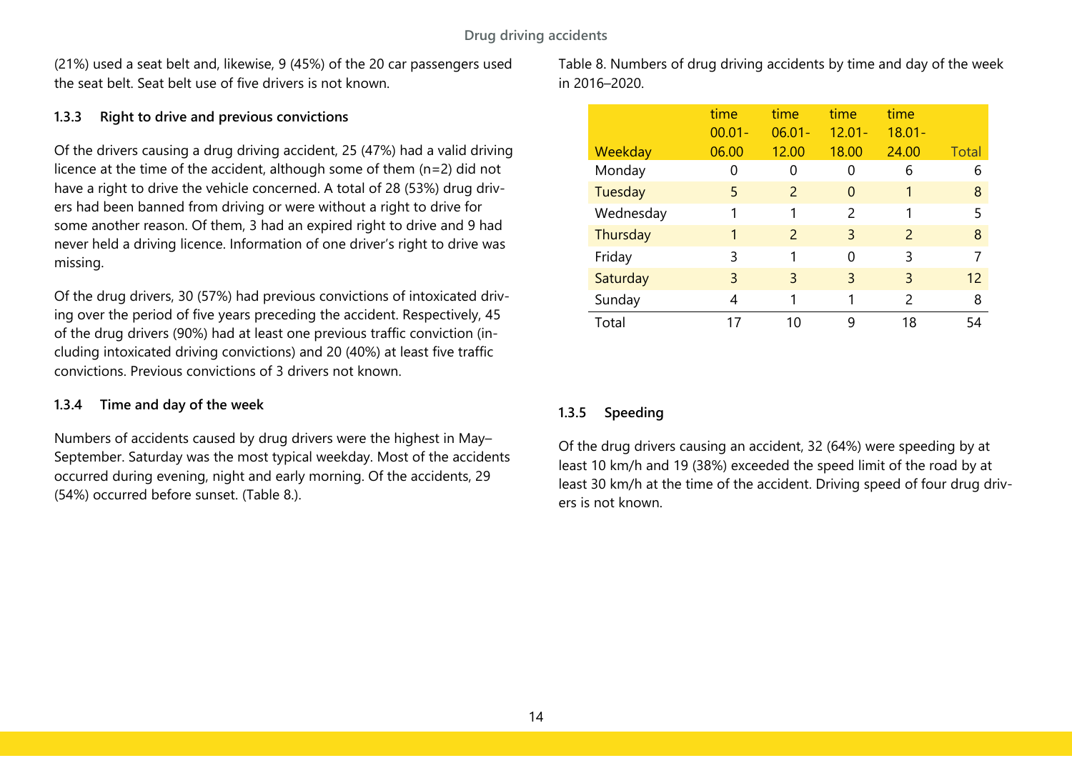(21%) used a seat belt and, likewise, 9 (45%) of the 20 car passengers used the seat belt. Seat belt use of five drivers is not known.

### 1.3.3 Right to drive and previous convictions

Of the drivers causing a drug driving accident, 25 (47%) had a valid driving licence at the time of the accident, although some of them (n=2) did not have a right to drive the vehicle concerned. A total of 28 (53%) drug drivers had been banned from driving or were without a right to drive for some another reason. Of them, 3 had an expired right to drive and 9 had never held a driving licence. Information of one driver's right to drive was missing.

Of the drug drivers, 30 (57%) had previous convictions of intoxicated driving over the period of five years preceding the accident. Respectively, 45 of the drug drivers (90%) had at least one previous traffic conviction (including intoxicated driving convictions) and 20 (40%) at least five traffic convictions. Previous convictions of 3 drivers not known.

### 1.3.4 Time and day of the week

Numbers of accidents caused by drug drivers were the highest in May–September. Saturday was the most typical weekday. Most of the accidents occurred during evening, night and early morning. Of the accidents, 29 (54%) occurred before sunset. (Table 8.).

Table 8. Numbers of drug driving accidents by time and day of the week in 2016–2020.

| Weekday | time 00.01-06.00 | time 06.01-12.00 | time 12.01-18.00 | time 18.01-24.00 | Total |
|---|---|---|---|---|---|
| Monday | 0 | 0 | 0 | 6 | 6 |
| Tuesday | 5 | 2 | 0 | 1 | 8 |
| Wednesday | 1 | 1 | 2 | 1 | 5 |
| Thursday | 1 | 2 | 3 | 2 | 8 |
| Friday | 3 | 1 | 0 | 3 | 7 |
| Saturday | 3 | 3 | 3 | 3 | 12 |
| Sunday | 4 | 1 | 1 | 2 | 8 |
| Total | 17 | 10 | 9 | 18 | 54 |

### 1.3.5 Speeding

Of the drug drivers causing an accident, 32 (64%) were speeding by at least 10 km/h and 19 (38%) exceeded the speed limit of the road by at least 30 km/h at the time of the accident. Driving speed of four drug drivers is not known.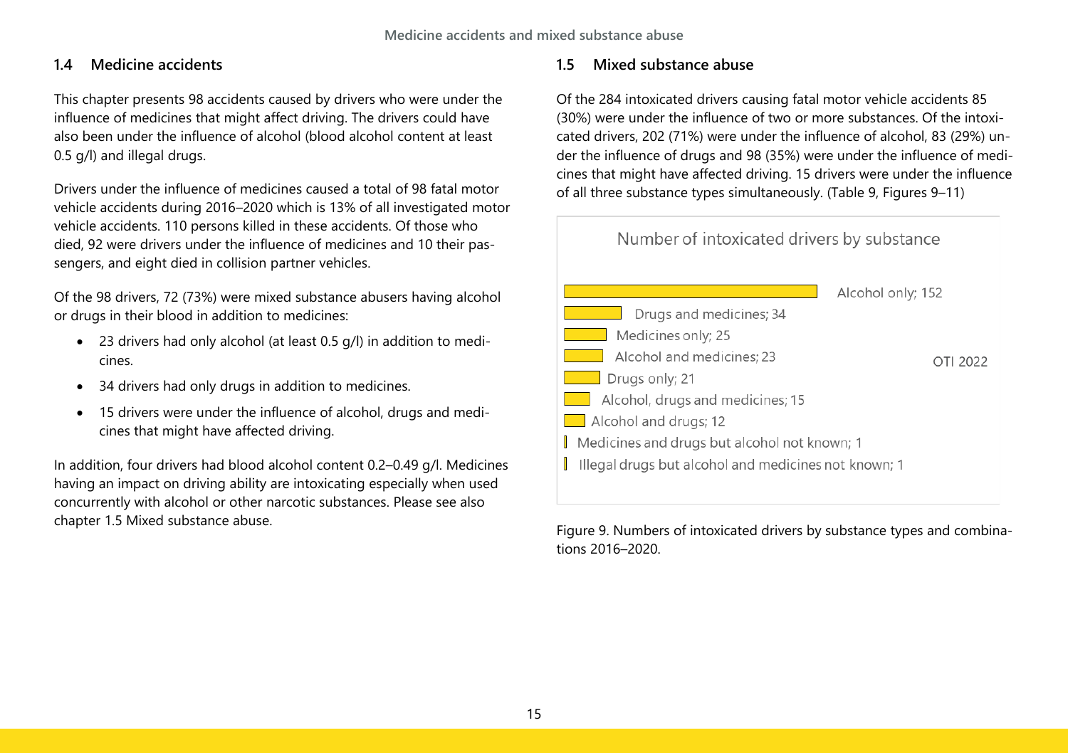## 1.4 Medicine accidents

This chapter presents 98 accidents caused by drivers who were under the influence of medicines that might affect driving. The drivers could have also been under the influence of alcohol (blood alcohol content at least 0.5 g/l) and illegal drugs.

Drivers under the influence of medicines caused a total of 98 fatal motor vehicle accidents during 2016–2020 which is 13% of all investigated motor vehicle accidents. 110 persons killed in these accidents. Of those who died, 92 were drivers under the influence of medicines and 10 their passengers, and eight died in collision partner vehicles.

Of the 98 drivers, 72 (73%) were mixed substance abusers having alcohol or drugs in their blood in addition to medicines:

- 23 drivers had only alcohol (at least 0.5 g/l) in addition to medicines.
- 34 drivers had only drugs in addition to medicines.
- 15 drivers were under the influence of alcohol, drugs and medicines that might have affected driving.

In addition, four drivers had blood alcohol content 0.2–0.49 g/l. Medicines having an impact on driving ability are intoxicating especially when used concurrently with alcohol or other narcotic substances. Please see also chapter 1.5 Mixed substance abuse.

## 1.5 Mixed substance abuse

Of the 284 intoxicated drivers causing fatal motor vehicle accidents 85 (30%) were under the influence of two or more substances. Of the intoxicated drivers, 202 (71%) were under the influence of alcohol, 83 (29%) under the influence of drugs and 98 (35%) were under the influence of medicines that might have affected driving. 15 drivers were under the influence of all three substance types simultaneously. (Table 9, Figures 9–11)

**Number of intoxicated drivers by substance**

| Substance | Number of drivers |
|---|---|
| Alcohol only | 152 |
| Drugs and medicines | 34 |
| Medicines only | 25 |
| Alcohol and medicines | 23 |
| Drugs only | 21 |
| Alcohol, drugs and medicines | 15 |
| Alcohol and drugs | 12 |
| Medicines and drugs but alcohol not known | 1 |
| Illegal drugs but alcohol and medicines not known | 1 |

OTI 2022

Figure 9. Numbers of intoxicated drivers by substance types and combinations 2016–2020.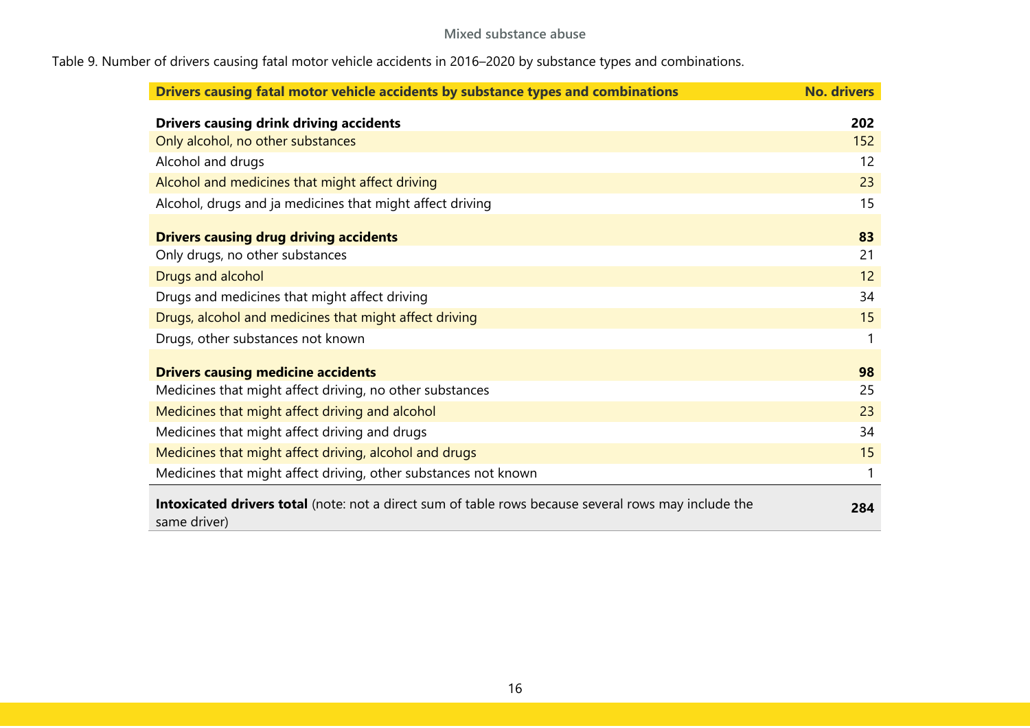Table 9. Number of drivers causing fatal motor vehicle accidents in 2016–2020 by substance types and combinations.

| Drivers causing fatal motor vehicle accidents by substance types and combinations | No. drivers |
|---|---|
| **Drivers causing drink driving accidents** | **202** |
| Only alcohol, no other substances | 152 |
| Alcohol and drugs | 12 |
| Alcohol and medicines that might affect driving | 23 |
| Alcohol, drugs and ja medicines that might affect driving | 15 |
| **Drivers causing drug driving accidents** | **83** |
| Only drugs, no other substances | 21 |
| Drugs and alcohol | 12 |
| Drugs and medicines that might affect driving | 34 |
| Drugs, alcohol and medicines that might affect driving | 15 |
| Drugs, other substances not known | 1 |
| **Drivers causing medicine accidents** | **98** |
| Medicines that might affect driving, no other substances | 25 |
| Medicines that might affect driving and alcohol | 23 |
| Medicines that might affect driving and drugs | 34 |
| Medicines that might affect driving, alcohol and drugs | 15 |
| Medicines that might affect driving, other substances not known | 1 |
| **Intoxicated drivers total** (note: not a direct sum of table rows because several rows may include the same driver) | **284** |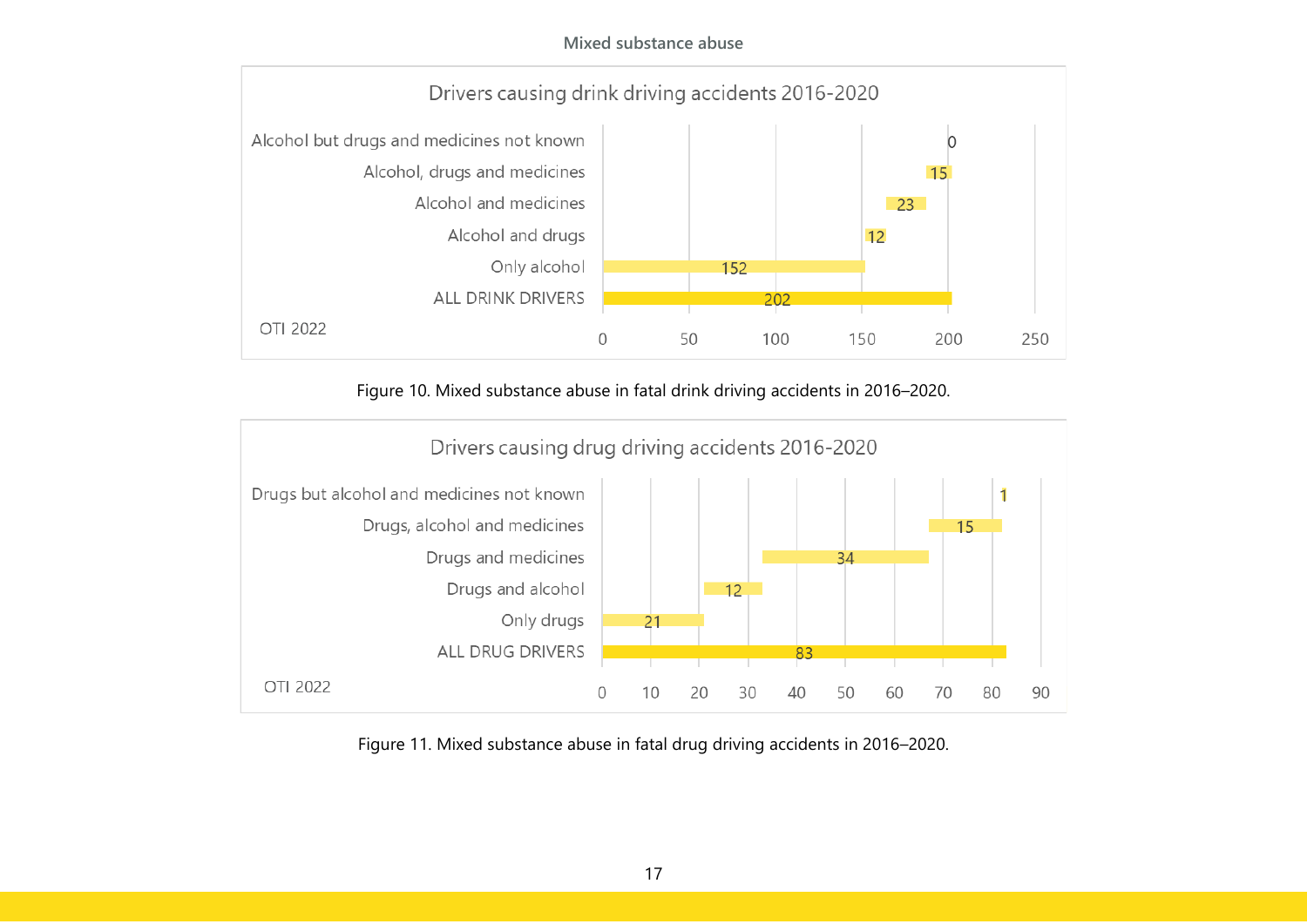**Drivers causing drink driving accidents 2016-2020**

| Category | Number |
| --- | --- |
| Alcohol but drugs and medicines not known | 0 |
| Alcohol, drugs and medicines | 15 |
| Alcohol and medicines | 23 |
| Alcohol and drugs | 12 |
| Only alcohol | 152 |
| ALL DRINK DRIVERS | 202 |

OTI 2022

Figure 10. Mixed substance abuse in fatal drink driving accidents in 2016–2020.

**Drivers causing drug driving accidents 2016-2020**

| Category | Number |
| --- | --- |
| Drugs but alcohol and medicines not known | 1 |
| Drugs, alcohol and medicines | 15 |
| Drugs and medicines | 34 |
| Drugs and alcohol | 12 |
| Only drugs | 21 |
| ALL DRUG DRIVERS | 83 |

OTI 2022

Figure 11. Mixed substance abuse in fatal drug driving accidents in 2016–2020.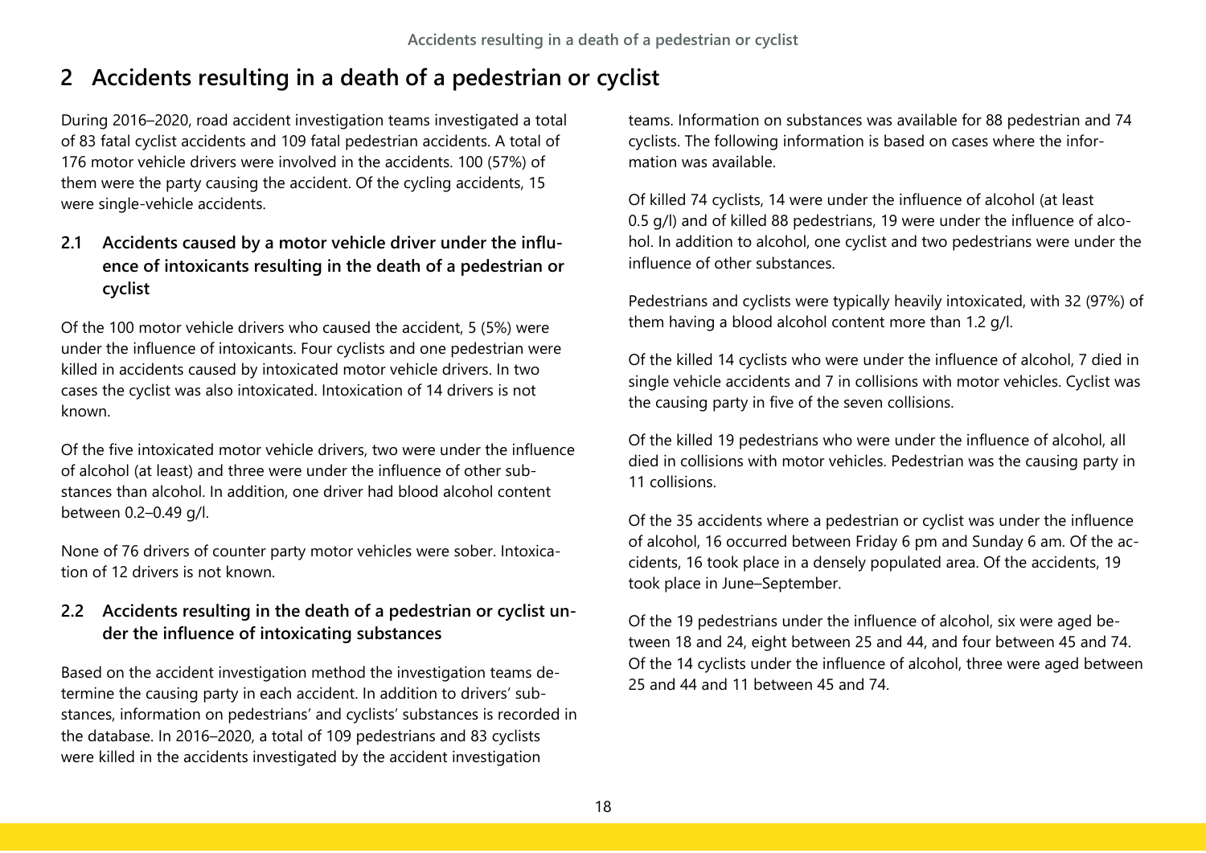# 2 Accidents resulting in a death of a pedestrian or cyclist

During 2016–2020, road accident investigation teams investigated a total of 83 fatal cyclist accidents and 109 fatal pedestrian accidents. A total of 176 motor vehicle drivers were involved in the accidents. 100 (57%) of them were the party causing the accident. Of the cycling accidents, 15 were single-vehicle accidents.

## 2.1 Accidents caused by a motor vehicle driver under the influence of intoxicants resulting in the death of a pedestrian or cyclist

Of the 100 motor vehicle drivers who caused the accident, 5 (5%) were under the influence of intoxicants. Four cyclists and one pedestrian were killed in accidents caused by intoxicated motor vehicle drivers. In two cases the cyclist was also intoxicated. Intoxication of 14 drivers is not known.

Of the five intoxicated motor vehicle drivers, two were under the influence of alcohol (at least) and three were under the influence of other substances than alcohol. In addition, one driver had blood alcohol content between 0.2–0.49 g/l.

None of 76 drivers of counter party motor vehicles were sober. Intoxication of 12 drivers is not known.

## 2.2 Accidents resulting in the death of a pedestrian or cyclist under the influence of intoxicating substances

Based on the accident investigation method the investigation teams determine the causing party in each accident. In addition to drivers' substances, information on pedestrians' and cyclists' substances is recorded in the database. In 2016–2020, a total of 109 pedestrians and 83 cyclists were killed in the accidents investigated by the accident investigation teams. Information on substances was available for 88 pedestrian and 74 cyclists. The following information is based on cases where the information was available.

Of killed 74 cyclists, 14 were under the influence of alcohol (at least 0.5 g/l) and of killed 88 pedestrians, 19 were under the influence of alcohol. In addition to alcohol, one cyclist and two pedestrians were under the influence of other substances.

Pedestrians and cyclists were typically heavily intoxicated, with 32 (97%) of them having a blood alcohol content more than 1.2 g/l.

Of the killed 14 cyclists who were under the influence of alcohol, 7 died in single vehicle accidents and 7 in collisions with motor vehicles. Cyclist was the causing party in five of the seven collisions.

Of the killed 19 pedestrians who were under the influence of alcohol, all died in collisions with motor vehicles. Pedestrian was the causing party in 11 collisions.

Of the 35 accidents where a pedestrian or cyclist was under the influence of alcohol, 16 occurred between Friday 6 pm and Sunday 6 am. Of the accidents, 16 took place in a densely populated area. Of the accidents, 19 took place in June–September.

Of the 19 pedestrians under the influence of alcohol, six were aged between 18 and 24, eight between 25 and 44, and four between 45 and 74. Of the 14 cyclists under the influence of alcohol, three were aged between 25 and 44 and 11 between 45 and 74.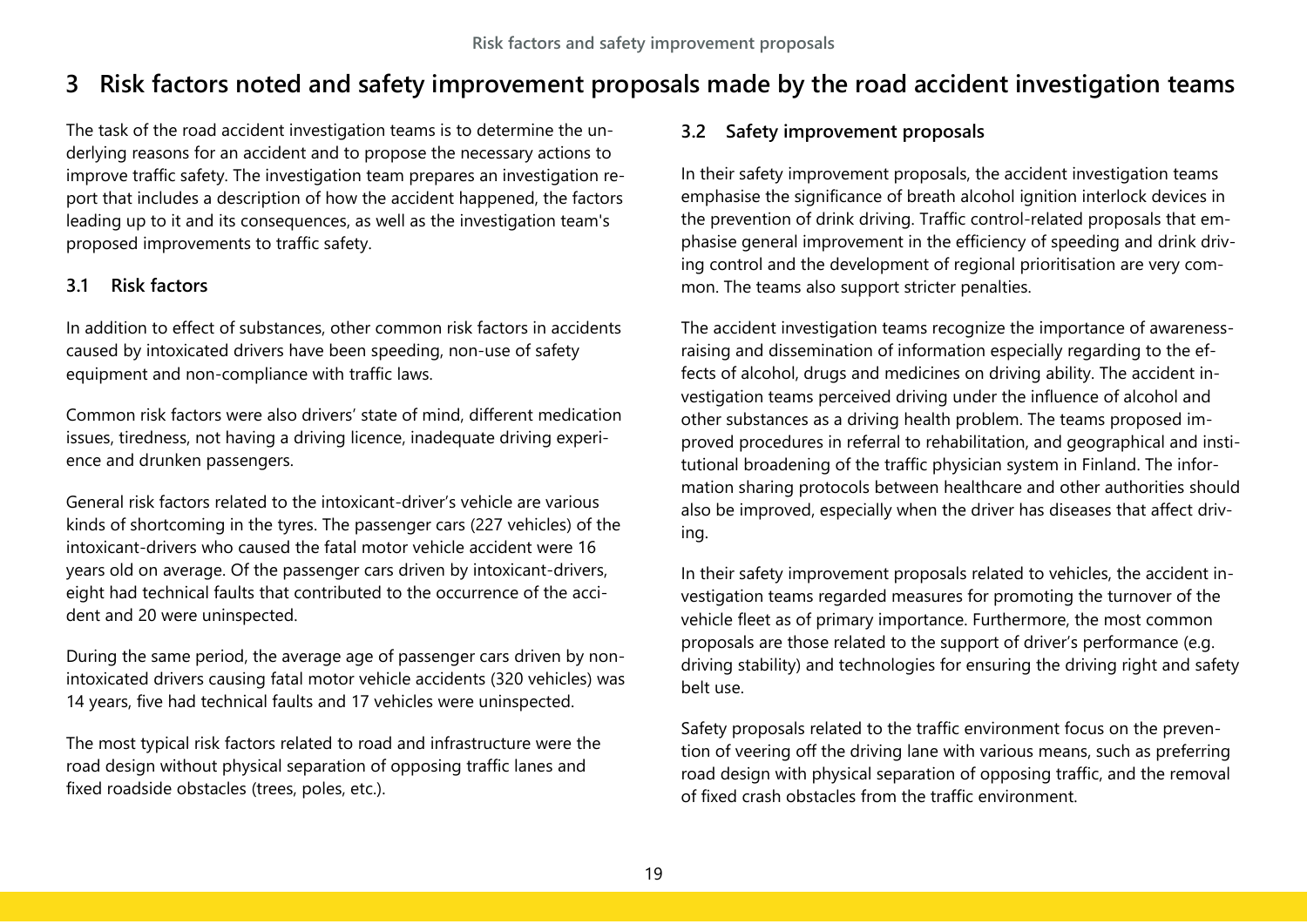# 3 Risk factors noted and safety improvement proposals made by the road accident investigation teams

The task of the road accident investigation teams is to determine the underlying reasons for an accident and to propose the necessary actions to improve traffic safety. The investigation team prepares an investigation report that includes a description of how the accident happened, the factors leading up to it and its consequences, as well as the investigation team's proposed improvements to traffic safety.

## 3.1 Risk factors

In addition to effect of substances, other common risk factors in accidents caused by intoxicated drivers have been speeding, non-use of safety equipment and non-compliance with traffic laws.

Common risk factors were also drivers' state of mind, different medication issues, tiredness, not having a driving licence, inadequate driving experience and drunken passengers.

General risk factors related to the intoxicant-driver's vehicle are various kinds of shortcoming in the tyres. The passenger cars (227 vehicles) of the intoxicant-drivers who caused the fatal motor vehicle accident were 16 years old on average. Of the passenger cars driven by intoxicant-drivers, eight had technical faults that contributed to the occurrence of the accident and 20 were uninspected.

During the same period, the average age of passenger cars driven by non-intoxicated drivers causing fatal motor vehicle accidents (320 vehicles) was 14 years, five had technical faults and 17 vehicles were uninspected.

The most typical risk factors related to road and infrastructure were the road design without physical separation of opposing traffic lanes and fixed roadside obstacles (trees, poles, etc.).

## 3.2 Safety improvement proposals

In their safety improvement proposals, the accident investigation teams emphasise the significance of breath alcohol ignition interlock devices in the prevention of drink driving. Traffic control-related proposals that emphasise general improvement in the efficiency of speeding and drink driving control and the development of regional prioritisation are very common. The teams also support stricter penalties.

The accident investigation teams recognize the importance of awareness-raising and dissemination of information especially regarding to the effects of alcohol, drugs and medicines on driving ability. The accident investigation teams perceived driving under the influence of alcohol and other substances as a driving health problem. The teams proposed improved procedures in referral to rehabilitation, and geographical and institutional broadening of the traffic physician system in Finland. The information sharing protocols between healthcare and other authorities should also be improved, especially when the driver has diseases that affect driving.

In their safety improvement proposals related to vehicles, the accident investigation teams regarded measures for promoting the turnover of the vehicle fleet as of primary importance. Furthermore, the most common proposals are those related to the support of driver's performance (e.g. driving stability) and technologies for ensuring the driving right and safety belt use.

Safety proposals related to the traffic environment focus on the prevention of veering off the driving lane with various means, such as preferring road design with physical separation of opposing traffic, and the removal of fixed crash obstacles from the traffic environment.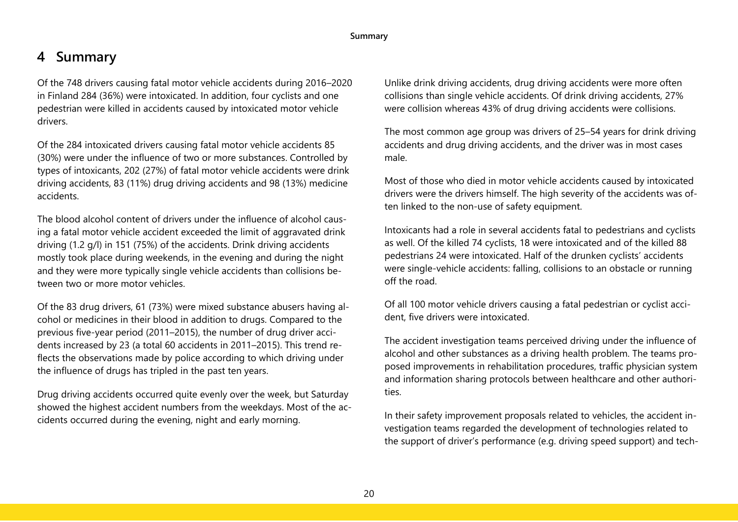# 4 Summary

Of the 748 drivers causing fatal motor vehicle accidents during 2016–2020 in Finland 284 (36%) were intoxicated. In addition, four cyclists and one pedestrian were killed in accidents caused by intoxicated motor vehicle drivers.

Of the 284 intoxicated drivers causing fatal motor vehicle accidents 85 (30%) were under the influence of two or more substances. Controlled by types of intoxicants, 202 (27%) of fatal motor vehicle accidents were drink driving accidents, 83 (11%) drug driving accidents and 98 (13%) medicine accidents.

The blood alcohol content of drivers under the influence of alcohol causing a fatal motor vehicle accident exceeded the limit of aggravated drink driving (1.2 g/l) in 151 (75%) of the accidents. Drink driving accidents mostly took place during weekends, in the evening and during the night and they were more typically single vehicle accidents than collisions between two or more motor vehicles.

Of the 83 drug drivers, 61 (73%) were mixed substance abusers having alcohol or medicines in their blood in addition to drugs. Compared to the previous five-year period (2011–2015), the number of drug driver accidents increased by 23 (a total 60 accidents in 2011–2015). This trend reflects the observations made by police according to which driving under the influence of drugs has tripled in the past ten years.

Drug driving accidents occurred quite evenly over the week, but Saturday showed the highest accident numbers from the weekdays. Most of the accidents occurred during the evening, night and early morning.

Unlike drink driving accidents, drug driving accidents were more often collisions than single vehicle accidents. Of drink driving accidents, 27% were collision whereas 43% of drug driving accidents were collisions.

The most common age group was drivers of 25–54 years for drink driving accidents and drug driving accidents, and the driver was in most cases male.

Most of those who died in motor vehicle accidents caused by intoxicated drivers were the drivers himself. The high severity of the accidents was often linked to the non-use of safety equipment.

Intoxicants had a role in several accidents fatal to pedestrians and cyclists as well. Of the killed 74 cyclists, 18 were intoxicated and of the killed 88 pedestrians 24 were intoxicated. Half of the drunken cyclists' accidents were single-vehicle accidents: falling, collisions to an obstacle or running off the road.

Of all 100 motor vehicle drivers causing a fatal pedestrian or cyclist accident, five drivers were intoxicated.

The accident investigation teams perceived driving under the influence of alcohol and other substances as a driving health problem. The teams proposed improvements in rehabilitation procedures, traffic physician system and information sharing protocols between healthcare and other authorities.

In their safety improvement proposals related to vehicles, the accident investigation teams regarded the development of technologies related to the support of driver's performance (e.g. driving speed support) and tech-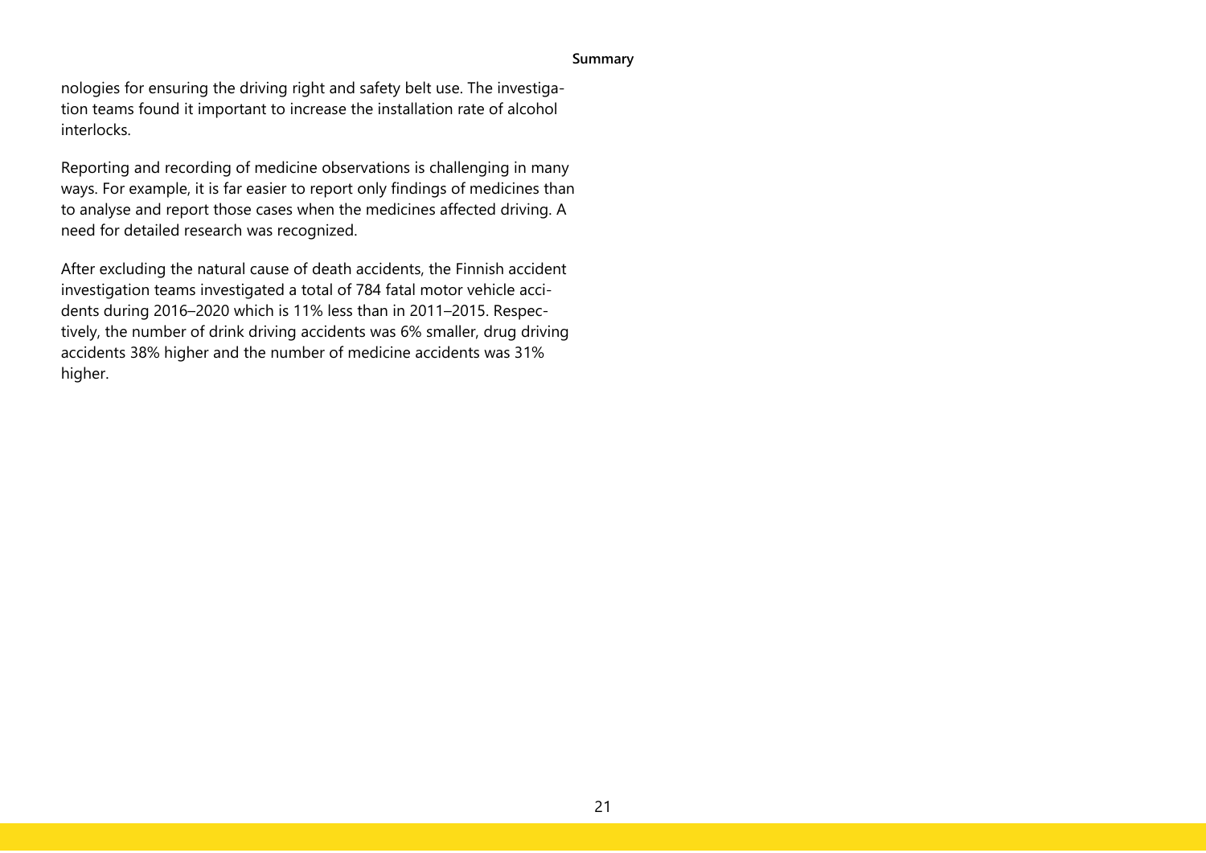nologies for ensuring the driving right and safety belt use. The investigation teams found it important to increase the installation rate of alcohol interlocks.

Reporting and recording of medicine observations is challenging in many ways. For example, it is far easier to report only findings of medicines than to analyse and report those cases when the medicines affected driving. A need for detailed research was recognized.

After excluding the natural cause of death accidents, the Finnish accident investigation teams investigated a total of 784 fatal motor vehicle accidents during 2016–2020 which is 11% less than in 2011–2015. Respectively, the number of drink driving accidents was 6% smaller, drug driving accidents 38% higher and the number of medicine accidents was 31% higher.